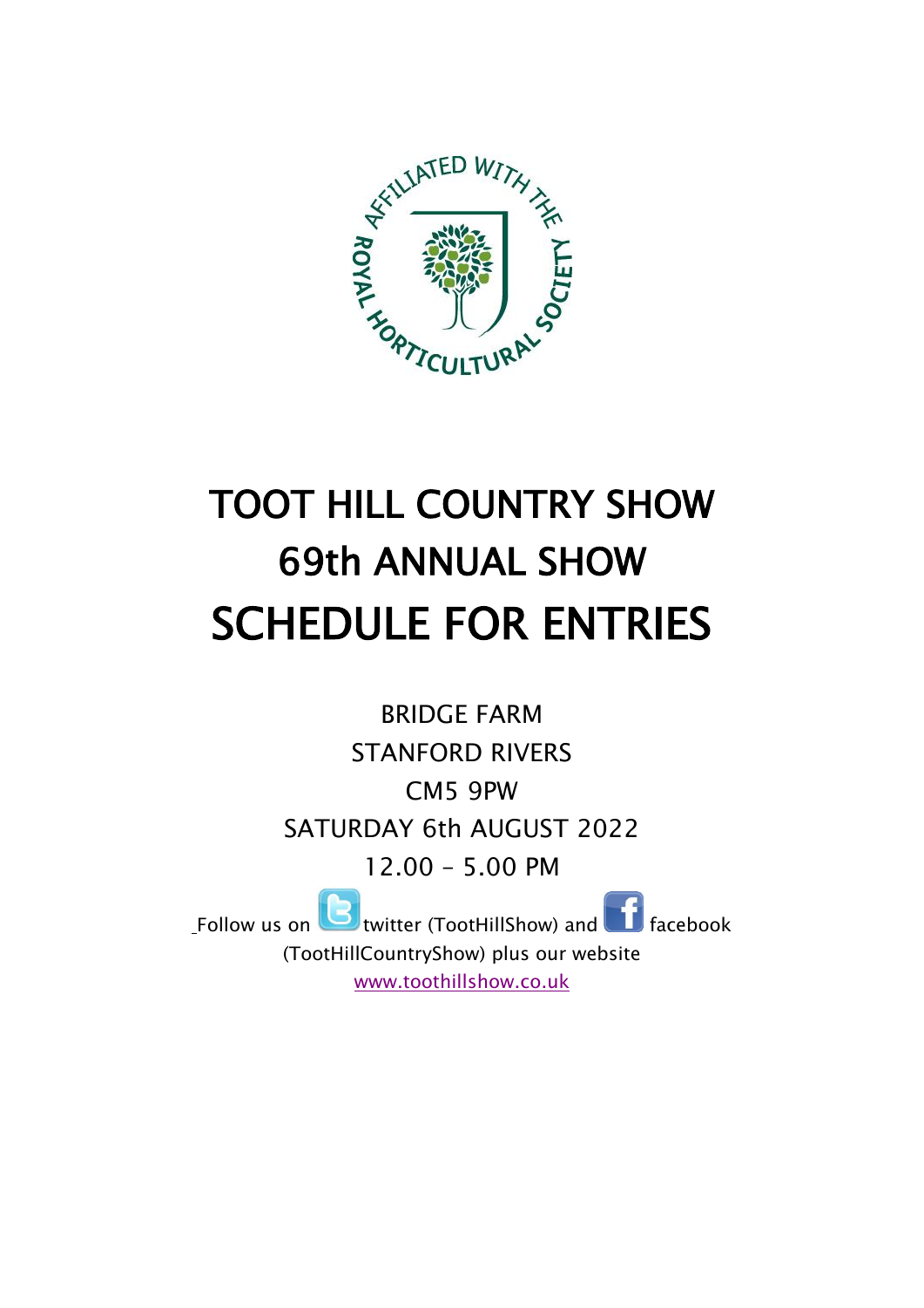AFFILIATED WITH THE ROYAL HORTICULTURAL SOCIETY

# TOOT HILL COUNTRY SHOW
# 69th ANNUAL SHOW
# SCHEDULE FOR ENTRIES

BRIDGE FARM

STANFORD RIVERS

CM5 9PW

SATURDAY 6th AUGUST 2022

12.00 – 5.00 PM

Follow us on twitter (TootHillShow) and facebook (TootHillCountryShow) plus our website [www.toothillshow.co.uk](http://www.toothillshow.co.uk)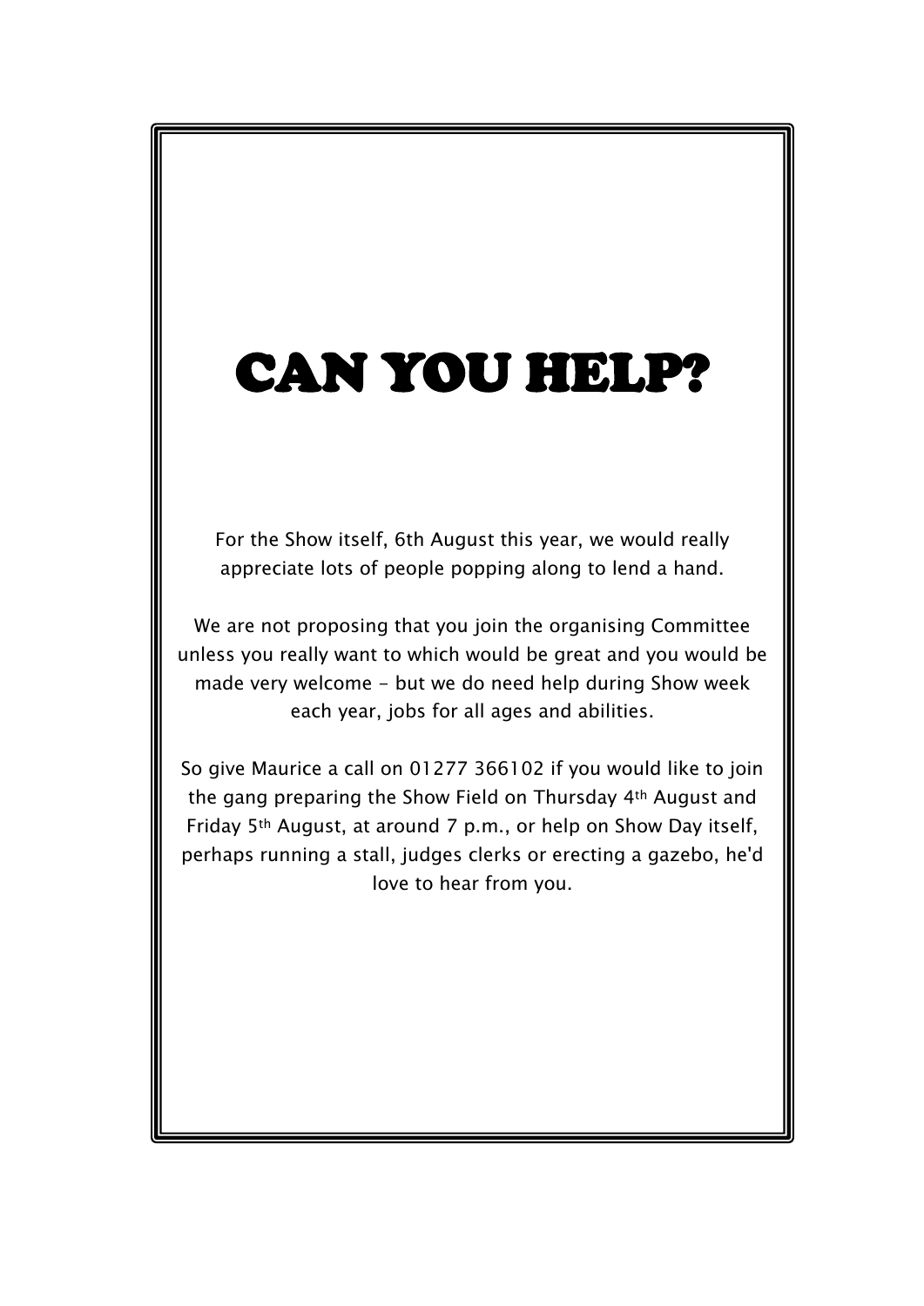# CAN YOU HELP?

For the Show itself, 6th August this year, we would really appreciate lots of people popping along to lend a hand.

We are not proposing that you join the organising Committee unless you really want to which would be great and you would be made very welcome - but we do need help during Show week each year, jobs for all ages and abilities.

So give Maurice a call on 01277 366102 if you would like to join the gang preparing the Show Field on Thursday 4th August and Friday 5th August, at around 7 p.m., or help on Show Day itself, perhaps running a stall, judges clerks or erecting a gazebo, he'd love to hear from you.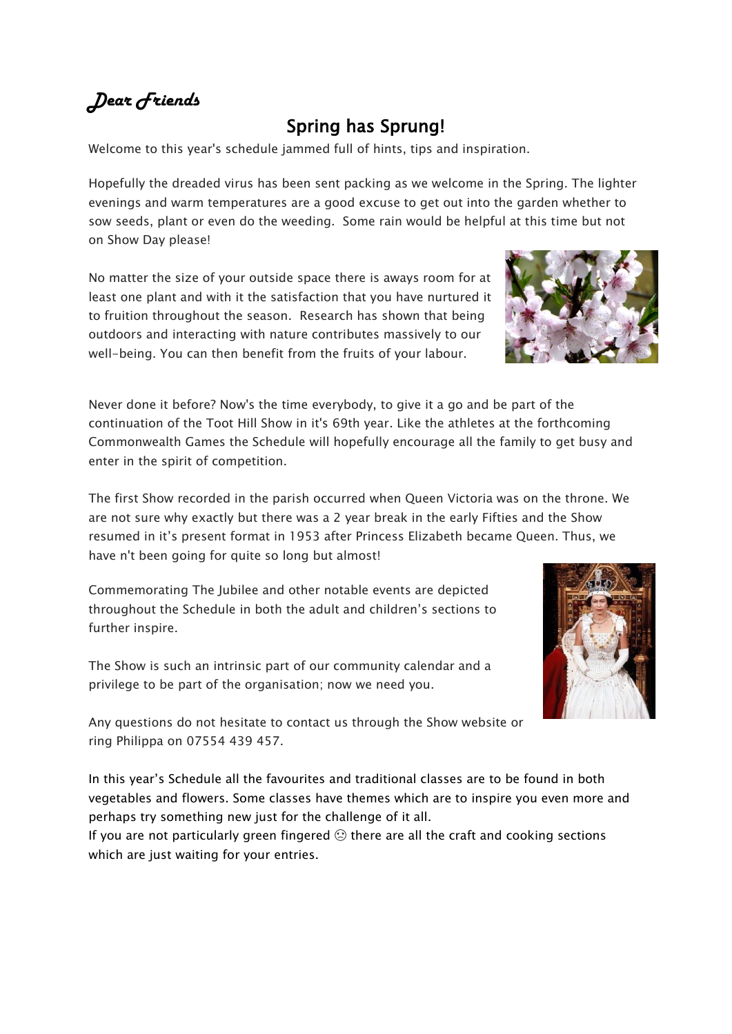*Dear Friends*

## Spring has Sprung!

Welcome to this year's schedule jammed full of hints, tips and inspiration.

Hopefully the dreaded virus has been sent packing as we welcome in the Spring. The lighter evenings and warm temperatures are a good excuse to get out into the garden whether to sow seeds, plant or even do the weeding. Some rain would be helpful at this time but not on Show Day please!

No matter the size of your outside space there is aways room for at least one plant and with it the satisfaction that you have nurtured it to fruition throughout the season. Research has shown that being outdoors and interacting with nature contributes massively to our well-being. You can then benefit from the fruits of your labour.

Never done it before? Now's the time everybody, to give it a go and be part of the continuation of the Toot Hill Show in it's 69th year. Like the athletes at the forthcoming Commonwealth Games the Schedule will hopefully encourage all the family to get busy and enter in the spirit of competition.

The first Show recorded in the parish occurred when Queen Victoria was on the throne. We are not sure why exactly but there was a 2 year break in the early Fifties and the Show resumed in it's present format in 1953 after Princess Elizabeth became Queen. Thus, we have n't been going for quite so long but almost!

Commemorating The Jubilee and other notable events are depicted throughout the Schedule in both the adult and children's sections to further inspire.

The Show is such an intrinsic part of our community calendar and a privilege to be part of the organisation; now we need you.

Any questions do not hesitate to contact us through the Show website or ring Philippa on 07554 439 457.

In this year's Schedule all the favourites and traditional classes are to be found in both vegetables and flowers. Some classes have themes which are to inspire you even more and perhaps try something new just for the challenge of it all.
If you are not particularly green fingered ☹ there are all the craft and cooking sections which are just waiting for your entries.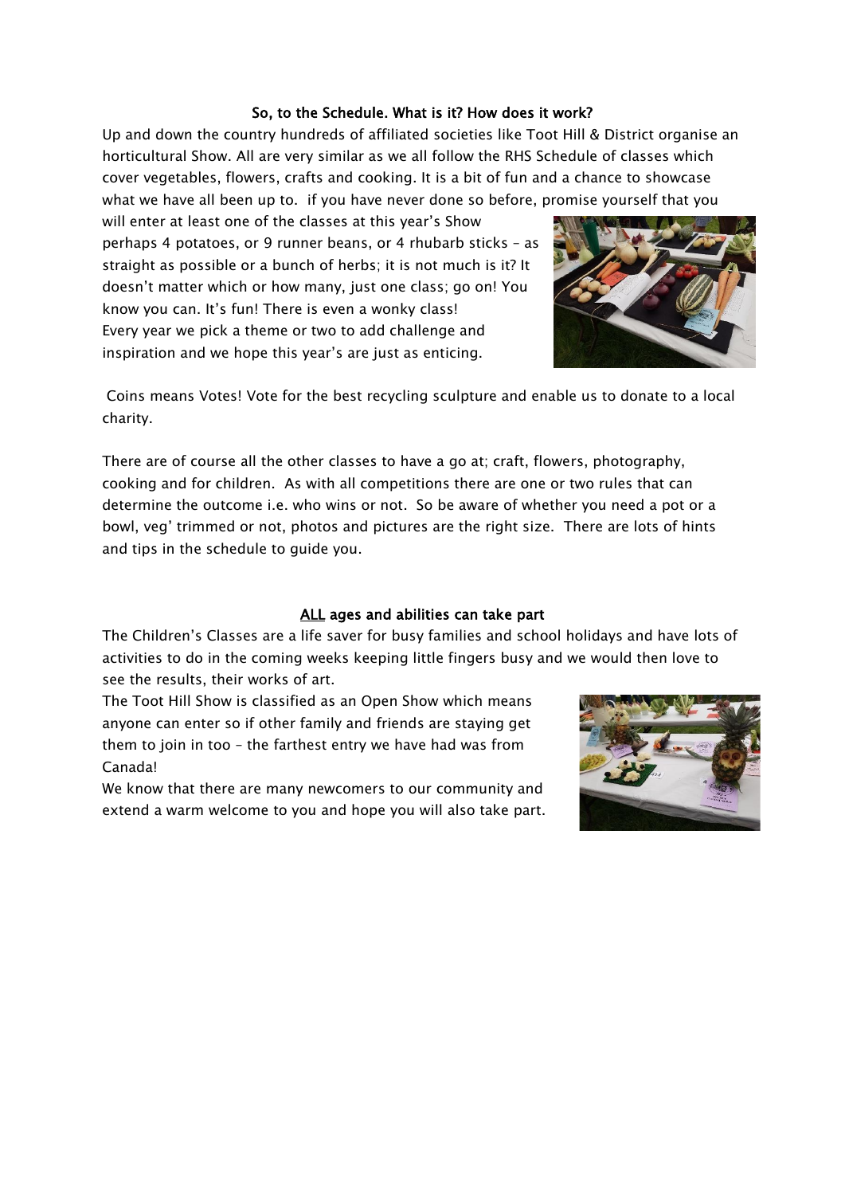## So, to the Schedule. What is it? How does it work?

Up and down the country hundreds of affiliated societies like Toot Hill & District organise an horticultural Show. All are very similar as we all follow the RHS Schedule of classes which cover vegetables, flowers, crafts and cooking. It is a bit of fun and a chance to showcase what we have all been up to. if you have never done so before, promise yourself that you will enter at least one of the classes at this year's Show perhaps 4 potatoes, or 9 runner beans, or 4 rhubarb sticks – as straight as possible or a bunch of herbs; it is not much is it? It doesn't matter which or how many, just one class; go on! You know you can. It's fun! There is even a wonky class! Every year we pick a theme or two to add challenge and inspiration and we hope this year's are just as enticing.

Coins means Votes! Vote for the best recycling sculpture and enable us to donate to a local charity.

There are of course all the other classes to have a go at; craft, flowers, photography, cooking and for children. As with all competitions there are one or two rules that can determine the outcome i.e. who wins or not. So be aware of whether you need a pot or a bowl, veg' trimmed or not, photos and pictures are the right size. There are lots of hints and tips in the schedule to guide you.

## ALL ages and abilities can take part

The Children's Classes are a life saver for busy families and school holidays and have lots of activities to do in the coming weeks keeping little fingers busy and we would then love to see the results, their works of art.

The Toot Hill Show is classified as an Open Show which means anyone can enter so if other family and friends are staying get them to join in too – the farthest entry we have had was from Canada!

We know that there are many newcomers to our community and extend a warm welcome to you and hope you will also take part.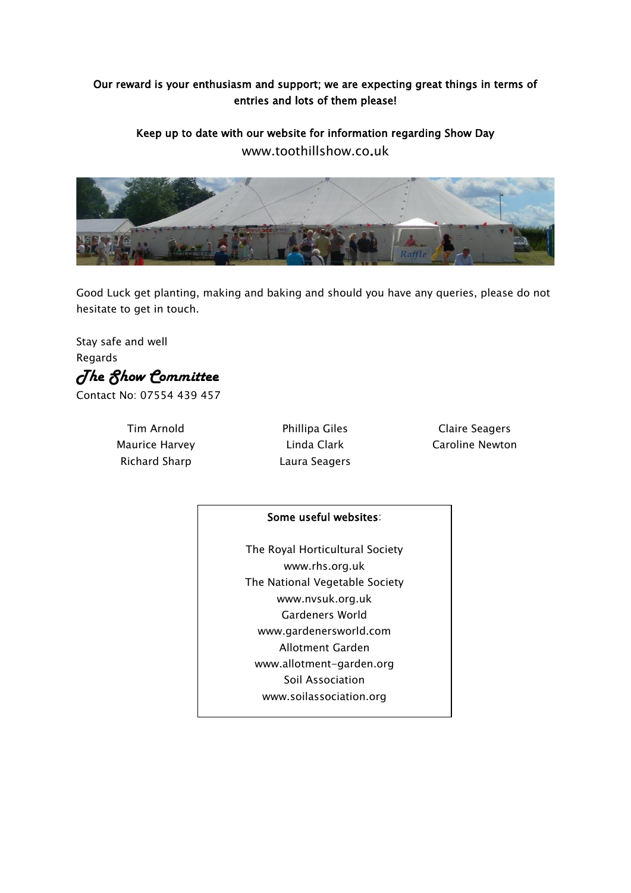**Our reward is your enthusiasm and support; we are expecting great things in terms of entries and lots of them please!**

**Keep up to date with our website for information regarding Show Day**
www.toothillshow.co.uk

Good Luck get planting, making and baking and should you have any queries, please do not hesitate to get in touch.

Stay safe and well
Regards

*The Show Committee*

Contact No: 07554 439 457

Tim Arnold
Maurice Harvey
Richard Sharp
Phillipa Giles
Linda Clark
Laura Seagers
Claire Seagers
Caroline Newton

**Some useful websites**:

The Royal Horticultural Society
www.rhs.org.uk
The National Vegetable Society
www.nvsuk.org.uk
Gardeners World
www.gardenersworld.com
Allotment Garden
www.allotment-garden.org
Soil Association
www.soilassociation.org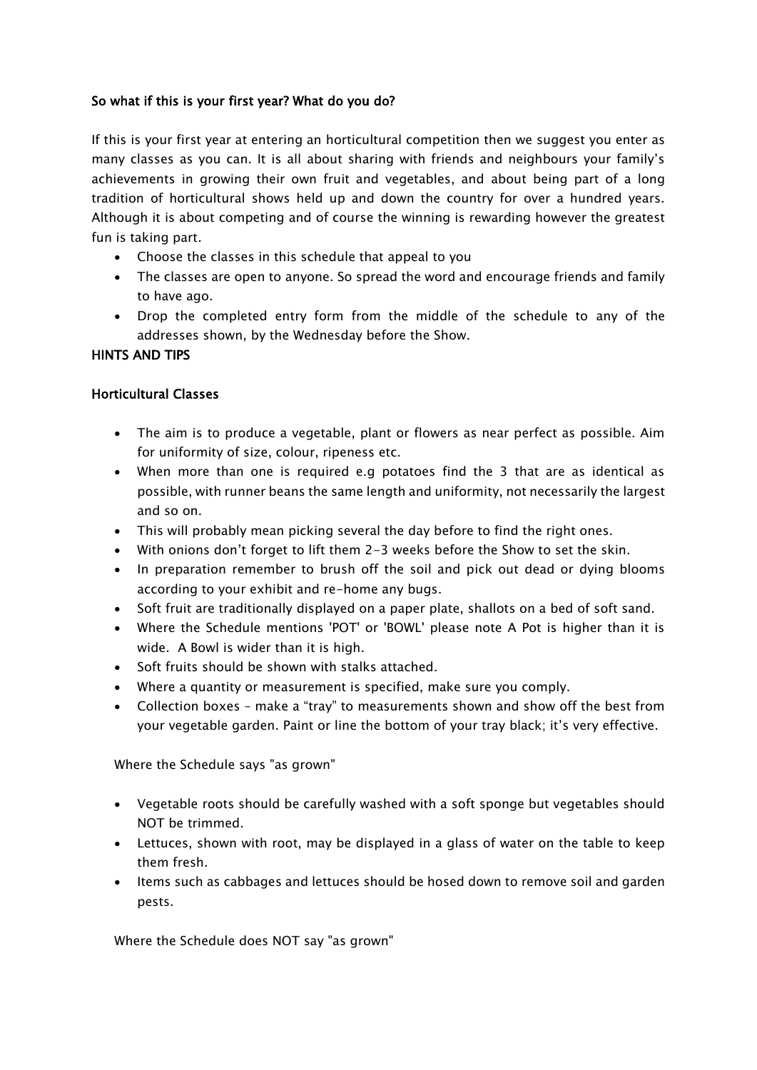### So what if this is your first year? What do you do?

If this is your first year at entering an horticultural competition then we suggest you enter as many classes as you can. It is all about sharing with friends and neighbours your family's achievements in growing their own fruit and vegetables, and about being part of a long tradition of horticultural shows held up and down the country for over a hundred years. Although it is about competing and of course the winning is rewarding however the greatest fun is taking part.

- Choose the classes in this schedule that appeal to you
- The classes are open to anyone. So spread the word and encourage friends and family to have ago.
- Drop the completed entry form from the middle of the schedule to any of the addresses shown, by the Wednesday before the Show.

### HINTS AND TIPS

### Horticultural Classes

- The aim is to produce a vegetable, plant or flowers as near perfect as possible. Aim for uniformity of size, colour, ripeness etc.
- When more than one is required e.g potatoes find the 3 that are as identical as possible, with runner beans the same length and uniformity, not necessarily the largest and so on.
- This will probably mean picking several the day before to find the right ones.
- With onions don't forget to lift them 2-3 weeks before the Show to set the skin.
- In preparation remember to brush off the soil and pick out dead or dying blooms according to your exhibit and re-home any bugs.
- Soft fruit are traditionally displayed on a paper plate, shallots on a bed of soft sand.
- Where the Schedule mentions 'POT' or 'BOWL' please note A Pot is higher than it is wide. A Bowl is wider than it is high.
- Soft fruits should be shown with stalks attached.
- Where a quantity or measurement is specified, make sure you comply.
- Collection boxes – make a "tray" to measurements shown and show off the best from your vegetable garden. Paint or line the bottom of your tray black; it's very effective.

Where the Schedule says "as grown"

- Vegetable roots should be carefully washed with a soft sponge but vegetables should NOT be trimmed.
- Lettuces, shown with root, may be displayed in a glass of water on the table to keep them fresh.
- Items such as cabbages and lettuces should be hosed down to remove soil and garden pests.

Where the Schedule does NOT say "as grown"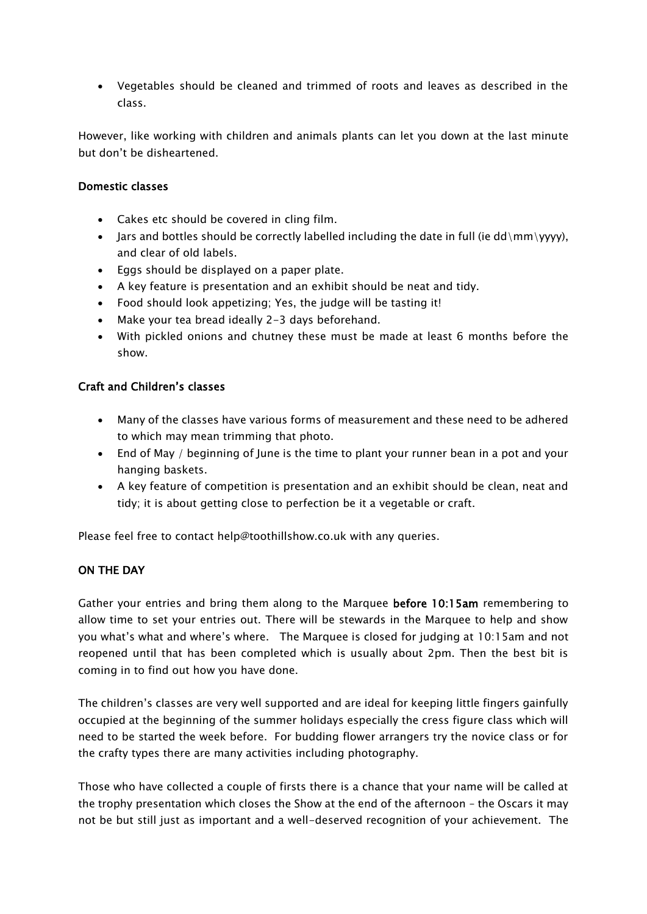- Vegetables should be cleaned and trimmed of roots and leaves as described in the class.

However, like working with children and animals plants can let you down at the last minute but don't be disheartened.

**Domestic classes**

- Cakes etc should be covered in cling film.
- Jars and bottles should be correctly labelled including the date in full (ie dd\mm\yyyy), and clear of old labels.
- Eggs should be displayed on a paper plate.
- A key feature is presentation and an exhibit should be neat and tidy.
- Food should look appetizing; Yes, the judge will be tasting it!
- Make your tea bread ideally 2-3 days beforehand.
- With pickled onions and chutney these must be made at least 6 months before the show.

**Craft and Children's classes**

- Many of the classes have various forms of measurement and these need to be adhered to which may mean trimming that photo.
- End of May / beginning of June is the time to plant your runner bean in a pot and your hanging baskets.
- A key feature of competition is presentation and an exhibit should be clean, neat and tidy; it is about getting close to perfection be it a vegetable or craft.

Please feel free to contact help@toothillshow.co.uk with any queries.

**ON THE DAY**

Gather your entries and bring them along to the Marquee **before 10:15am** remembering to allow time to set your entries out. There will be stewards in the Marquee to help and show you what's what and where's where. The Marquee is closed for judging at 10:15am and not reopened until that has been completed which is usually about 2pm. Then the best bit is coming in to find out how you have done.

The children's classes are very well supported and are ideal for keeping little fingers gainfully occupied at the beginning of the summer holidays especially the cress figure class which will need to be started the week before. For budding flower arrangers try the novice class or for the crafty types there are many activities including photography.

Those who have collected a couple of firsts there is a chance that your name will be called at the trophy presentation which closes the Show at the end of the afternoon – the Oscars it may not be but still just as important and a well-deserved recognition of your achievement. The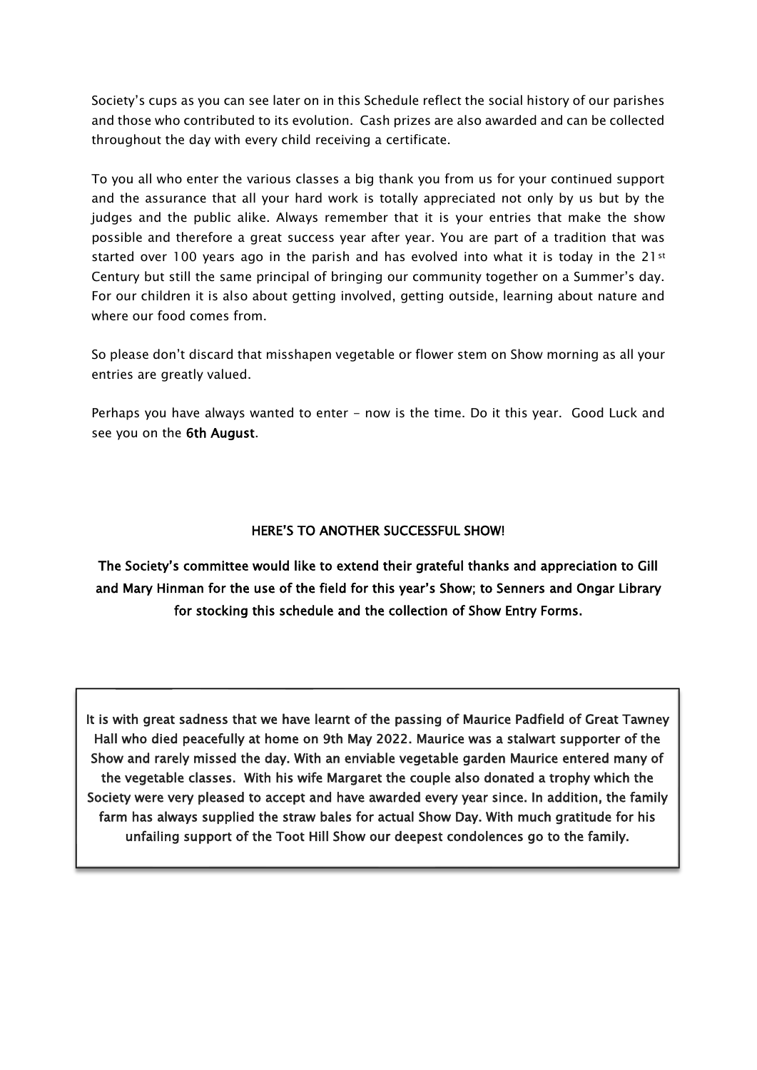Society's cups as you can see later on in this Schedule reflect the social history of our parishes and those who contributed to its evolution. Cash prizes are also awarded and can be collected throughout the day with every child receiving a certificate.

To you all who enter the various classes a big thank you from us for your continued support and the assurance that all your hard work is totally appreciated not only by us but by the judges and the public alike. Always remember that it is your entries that make the show possible and therefore a great success year after year. You are part of a tradition that was started over 100 years ago in the parish and has evolved into what it is today in the 21st Century but still the same principal of bringing our community together on a Summer's day. For our children it is also about getting involved, getting outside, learning about nature and where our food comes from.

So please don't discard that misshapen vegetable or flower stem on Show morning as all your entries are greatly valued.

Perhaps you have always wanted to enter - now is the time. Do it this year. Good Luck and see you on the **6th August**.

**HERE'S TO ANOTHER SUCCESSFUL SHOW!**

**The Society's committee would like to extend their grateful thanks and appreciation to Gill and Mary Hinman for the use of the field for this year's Show; to Senners and Ongar Library for stocking this schedule and the collection of Show Entry Forms.**

**It is with great sadness that we have learnt of the passing of Maurice Padfield of Great Tawney Hall who died peacefully at home on 9th May 2022. Maurice was a stalwart supporter of the Show and rarely missed the day. With an enviable vegetable garden Maurice entered many of the vegetable classes. With his wife Margaret the couple also donated a trophy which the Society were very pleased to accept and have awarded every year since. In addition, the family farm has always supplied the straw bales for actual Show Day. With much gratitude for his unfailing support of the Toot Hill Show our deepest condolences go to the family.**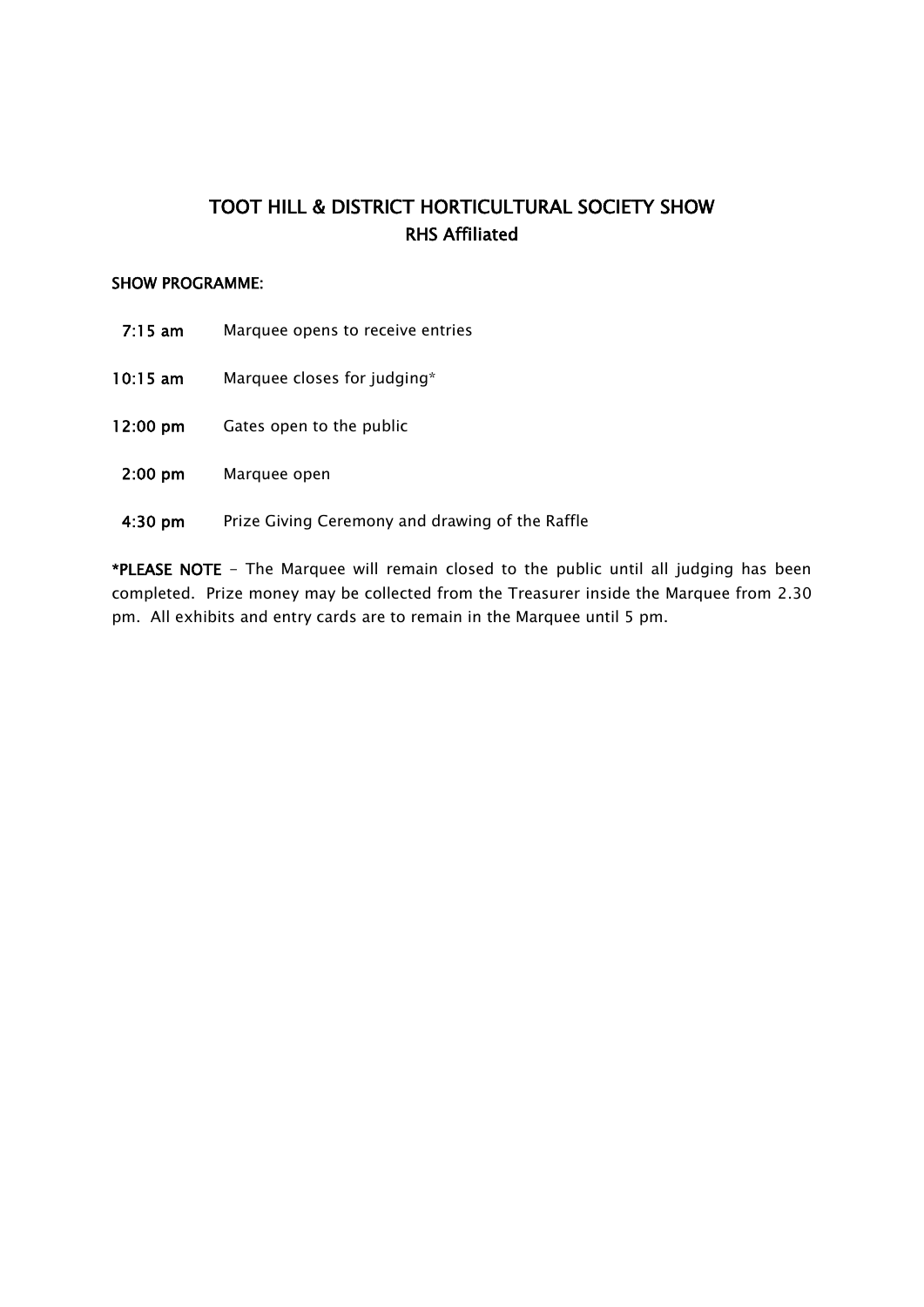# TOOT HILL & DISTRICT HORTICULTURAL SOCIETY SHOW
## RHS Affiliated

**SHOW PROGRAMME:**

| | |
|---|---|
| **7:15 am** | Marquee opens to receive entries |
| **10:15 am** | Marquee closes for judging* |
| **12:00 pm** | Gates open to the public |
| **2:00 pm** | Marquee open |
| **4:30 pm** | Prize Giving Ceremony and drawing of the Raffle |

**\*PLEASE NOTE** - The Marquee will remain closed to the public until all judging has been completed. Prize money may be collected from the Treasurer inside the Marquee from 2.30 pm. All exhibits and entry cards are to remain in the Marquee until 5 pm.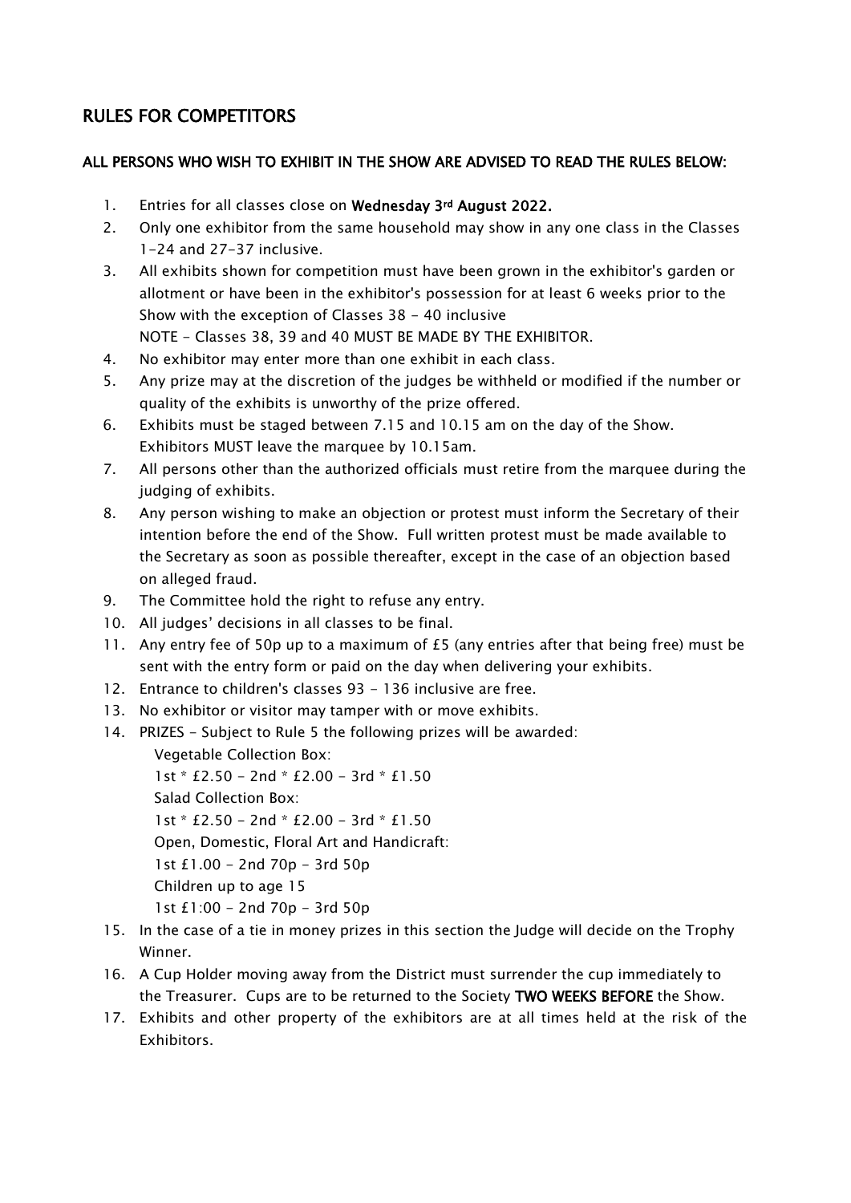## RULES FOR COMPETITORS

**ALL PERSONS WHO WISH TO EXHIBIT IN THE SHOW ARE ADVISED TO READ THE RULES BELOW:**

1. Entries for all classes close on **Wednesday 3rd August 2022.**
2. Only one exhibitor from the same household may show in any one class in the Classes 1-24 and 27-37 inclusive.
3. All exhibits shown for competition must have been grown in the exhibitor's garden or allotment or have been in the exhibitor's possession for at least 6 weeks prior to the Show with the exception of Classes 38 - 40 inclusive
   NOTE - Classes 38, 39 and 40 MUST BE MADE BY THE EXHIBITOR.
4. No exhibitor may enter more than one exhibit in each class.
5. Any prize may at the discretion of the judges be withheld or modified if the number or quality of the exhibits is unworthy of the prize offered.
6. Exhibits must be staged between 7.15 and 10.15 am on the day of the Show. Exhibitors MUST leave the marquee by 10.15am.
7. All persons other than the authorized officials must retire from the marquee during the judging of exhibits.
8. Any person wishing to make an objection or protest must inform the Secretary of their intention before the end of the Show. Full written protest must be made available to the Secretary as soon as possible thereafter, except in the case of an objection based on alleged fraud.
9. The Committee hold the right to refuse any entry.
10. All judges' decisions in all classes to be final.
11. Any entry fee of 50p up to a maximum of £5 (any entries after that being free) must be sent with the entry form or paid on the day when delivering your exhibits.
12. Entrance to children's classes 93 - 136 inclusive are free.
13. No exhibitor or visitor may tamper with or move exhibits.
14. PRIZES - Subject to Rule 5 the following prizes will be awarded:
    Vegetable Collection Box:
    1st * £2.50 - 2nd * £2.00 - 3rd * £1.50
    Salad Collection Box:
    1st * £2.50 - 2nd * £2.00 - 3rd * £1.50
    Open, Domestic, Floral Art and Handicraft:
    1st £1.00 - 2nd 70p - 3rd 50p
    Children up to age 15
    1st £1:00 - 2nd 70p - 3rd 50p
15. In the case of a tie in money prizes in this section the Judge will decide on the Trophy Winner.
16. A Cup Holder moving away from the District must surrender the cup immediately to the Treasurer. Cups are to be returned to the Society **TWO WEEKS BEFORE** the Show.
17. Exhibits and other property of the exhibitors are at all times held at the risk of the Exhibitors.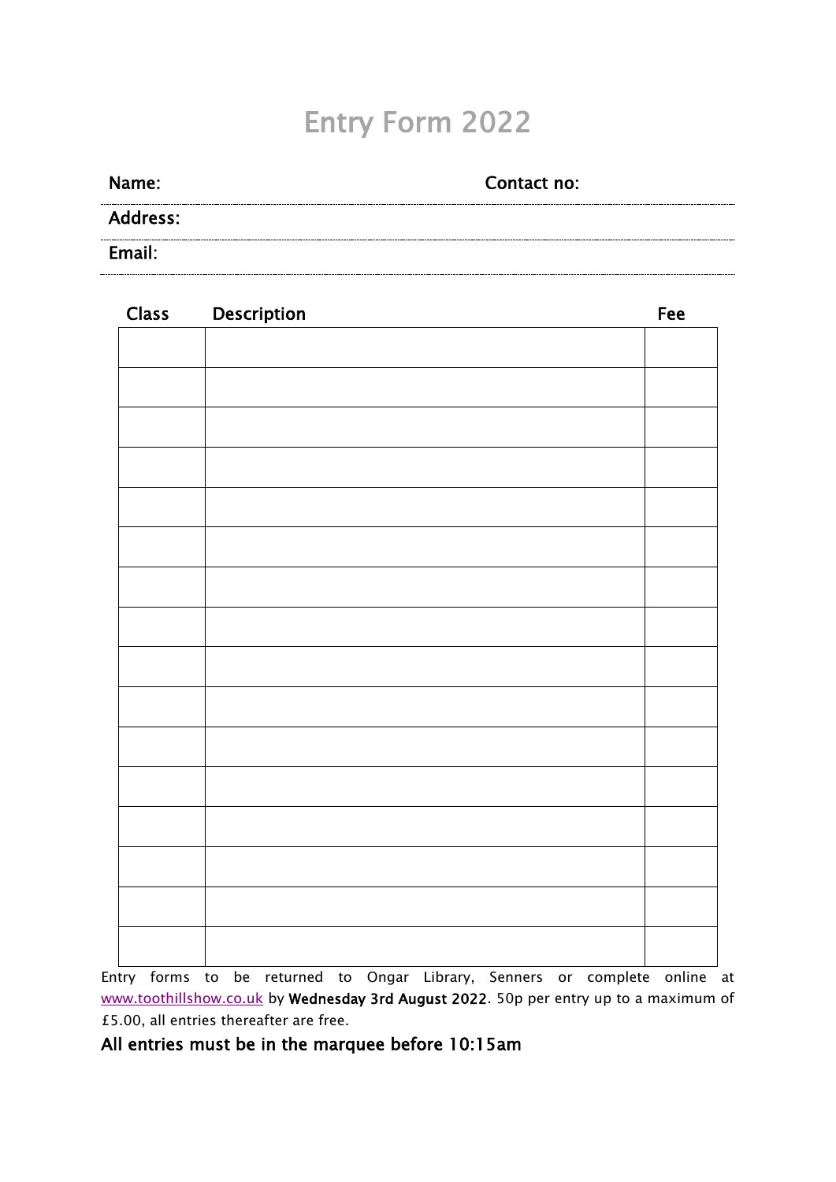# Entry Form 2022

**Name:** **Contact no:**

**Address:**

**Email:**

| Class | Description | Fee |
|---|---|---|
| | | |
| | | |
| | | |
| | | |
| | | |
| | | |
| | | |
| | | |
| | | |
| | | |
| | | |
| | | |
| | | |
| | | |
| | | |
| | | |

Entry forms to be returned to Ongar Library, Senners or complete online at www.toothillshow.co.uk by **Wednesday 3rd August 2022**. 50p per entry up to a maximum of £5.00, all entries thereafter are free.

**All entries must be in the marquee before 10:15am**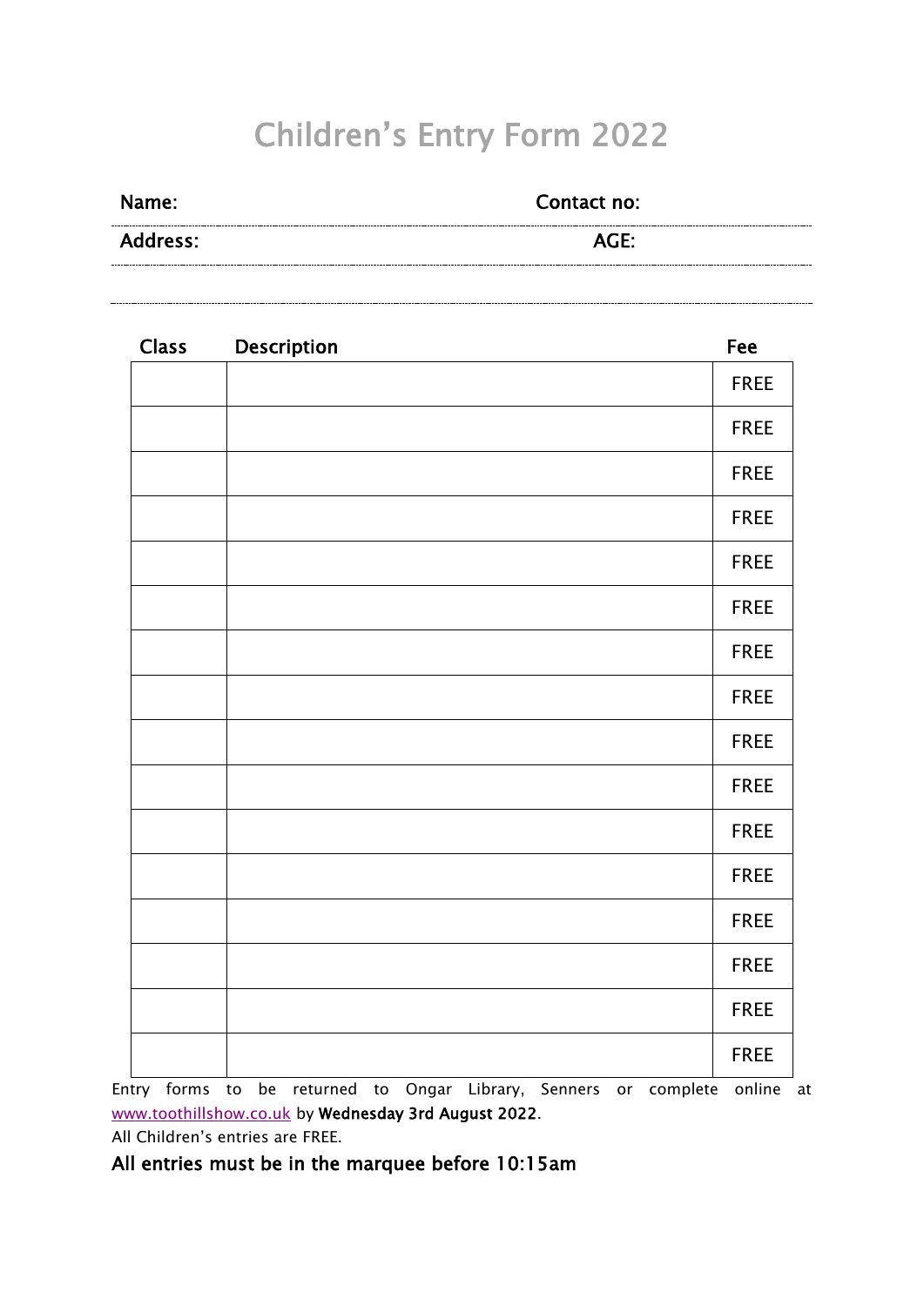# Children's Entry Form 2022

**Name:** &nbsp;&nbsp;&nbsp;&nbsp;&nbsp;&nbsp;&nbsp;&nbsp;&nbsp;&nbsp;&nbsp;&nbsp;&nbsp;&nbsp;&nbsp;&nbsp;&nbsp;&nbsp;&nbsp;&nbsp;&nbsp;&nbsp;&nbsp;&nbsp; **Contact no:**

**Address:** &nbsp;&nbsp;&nbsp;&nbsp;&nbsp;&nbsp;&nbsp;&nbsp;&nbsp;&nbsp;&nbsp;&nbsp;&nbsp;&nbsp;&nbsp;&nbsp;&nbsp;&nbsp;&nbsp;&nbsp;&nbsp;&nbsp;&nbsp;&nbsp; **AGE:**

| Class | Description | Fee |
|---|---|---|
| | | FREE |
| | | FREE |
| | | FREE |
| | | FREE |
| | | FREE |
| | | FREE |
| | | FREE |
| | | FREE |
| | | FREE |
| | | FREE |
| | | FREE |
| | | FREE |
| | | FREE |
| | | FREE |
| | | FREE |
| | | FREE |

Entry forms to be returned to Ongar Library, Senners or complete online at www.toothillshow.co.uk by **Wednesday 3rd August 2022**.

All Children's entries are FREE.

**All entries must be in the marquee before 10:15am**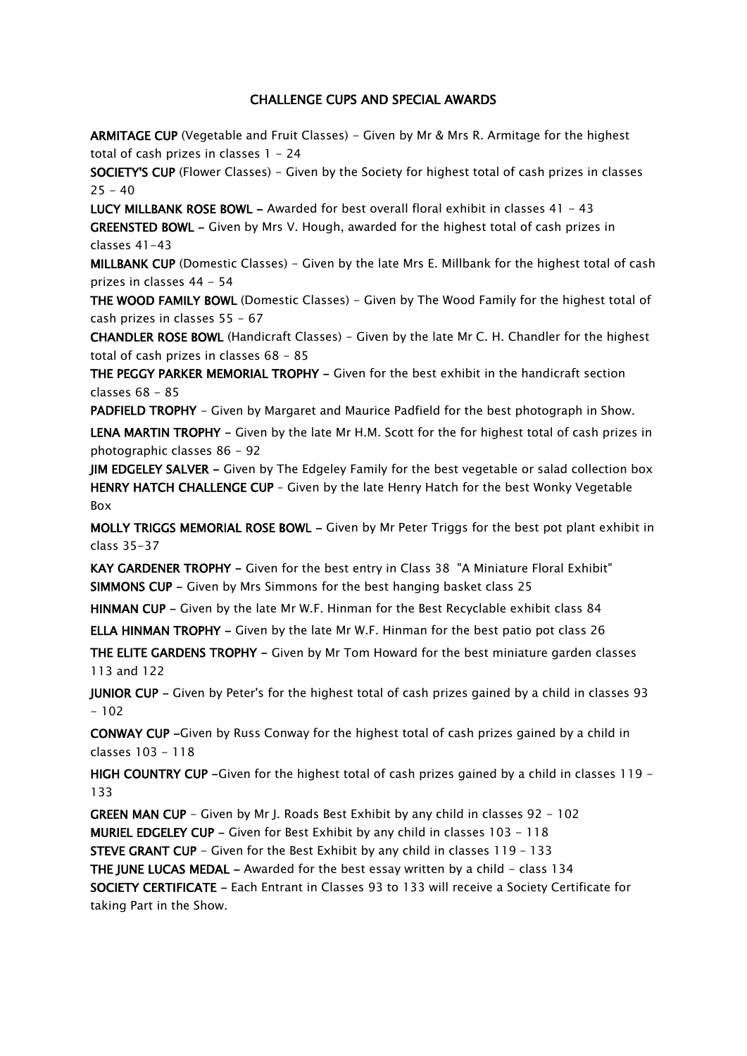## CHALLENGE CUPS AND SPECIAL AWARDS

**ARMITAGE CUP** (Vegetable and Fruit Classes) - Given by Mr & Mrs R. Armitage for the highest total of cash prizes in classes 1 - 24

**SOCIETY'S CUP** (Flower Classes) - Given by the Society for highest total of cash prizes in classes 25 - 40

**LUCY MILLBANK ROSE BOWL** – Awarded for best overall floral exhibit in classes 41 - 43

**GREENSTED BOWL** – Given by Mrs V. Hough, awarded for the highest total of cash prizes in classes 41-43

**MILLBANK CUP** (Domestic Classes) - Given by the late Mrs E. Millbank for the highest total of cash prizes in classes 44 - 54

**THE WOOD FAMILY BOWL** (Domestic Classes) - Given by The Wood Family for the highest total of cash prizes in classes 55 - 67

**CHANDLER ROSE BOWL** (Handicraft Classes) - Given by the late Mr C. H. Chandler for the highest total of cash prizes in classes 68 - 85

**THE PEGGY PARKER MEMORIAL TROPHY** – Given for the best exhibit in the handicraft section classes 68 - 85

**PADFIELD TROPHY** - Given by Margaret and Maurice Padfield for the best photograph in Show.

**LENA MARTIN TROPHY** – Given by the late Mr H.M. Scott for the for highest total of cash prizes in photographic classes 86 - 92

**JIM EDGELEY SALVER** – Given by The Edgeley Family for the best vegetable or salad collection box

**HENRY HATCH CHALLENGE CUP** – Given by the late Henry Hatch for the best Wonky Vegetable Box

**MOLLY TRIGGS MEMORIAL ROSE BOWL** – Given by Mr Peter Triggs for the best pot plant exhibit in class 35-37

**KAY GARDENER TROPHY** – Given for the best entry in Class 38 "A Miniature Floral Exhibit"

**SIMMONS CUP** – Given by Mrs Simmons for the best hanging basket class 25

**HINMAN CUP** – Given by the late Mr W.F. Hinman for the Best Recyclable exhibit class 84

**ELLA HINMAN TROPHY** – Given by the late Mr W.F. Hinman for the best patio pot class 26

**THE ELITE GARDENS TROPHY** – Given by Mr Tom Howard for the best miniature garden classes 113 and 122

**JUNIOR CUP** – Given by Peter's for the highest total of cash prizes gained by a child in classes 93 - 102

**CONWAY CUP** –Given by Russ Conway for the highest total of cash prizes gained by a child in classes 103 - 118

**HIGH COUNTRY CUP** –Given for the highest total of cash prizes gained by a child in classes 119 - 133

**GREEN MAN CUP** - Given by Mr J. Roads Best Exhibit by any child in classes 92 - 102

**MURIEL EDGELEY CUP** – Given for Best Exhibit by any child in classes 103 - 118

**STEVE GRANT CUP** - Given for the Best Exhibit by any child in classes 119 – 133

**THE JUNE LUCAS MEDAL** – Awarded for the best essay written by a child - class 134

**SOCIETY CERTIFICATE** – Each Entrant in Classes 93 to 133 will receive a Society Certificate for taking Part in the Show.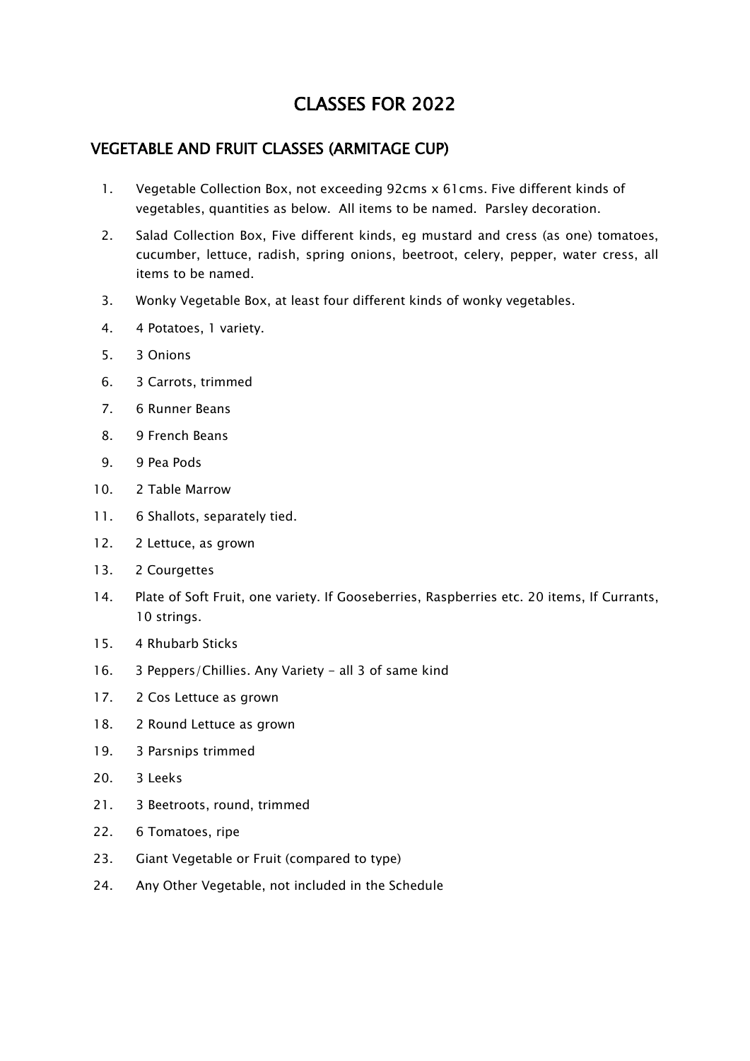# CLASSES FOR 2022

## VEGETABLE AND FRUIT CLASSES (ARMITAGE CUP)

1. Vegetable Collection Box, not exceeding 92cms x 61cms. Five different kinds of vegetables, quantities as below. All items to be named. Parsley decoration.
2. Salad Collection Box, Five different kinds, eg mustard and cress (as one) tomatoes, cucumber, lettuce, radish, spring onions, beetroot, celery, pepper, water cress, all items to be named.
3. Wonky Vegetable Box, at least four different kinds of wonky vegetables.
4. 4 Potatoes, 1 variety.
5. 3 Onions
6. 3 Carrots, trimmed
7. 6 Runner Beans
8. 9 French Beans
9. 9 Pea Pods
10. 2 Table Marrow
11. 6 Shallots, separately tied.
12. 2 Lettuce, as grown
13. 2 Courgettes
14. Plate of Soft Fruit, one variety. If Gooseberries, Raspberries etc. 20 items, If Currants, 10 strings.
15. 4 Rhubarb Sticks
16. 3 Peppers/Chillies. Any Variety - all 3 of same kind
17. 2 Cos Lettuce as grown
18. 2 Round Lettuce as grown
19. 3 Parsnips trimmed
20. 3 Leeks
21. 3 Beetroots, round, trimmed
22. 6 Tomatoes, ripe
23. Giant Vegetable or Fruit (compared to type)
24. Any Other Vegetable, not included in the Schedule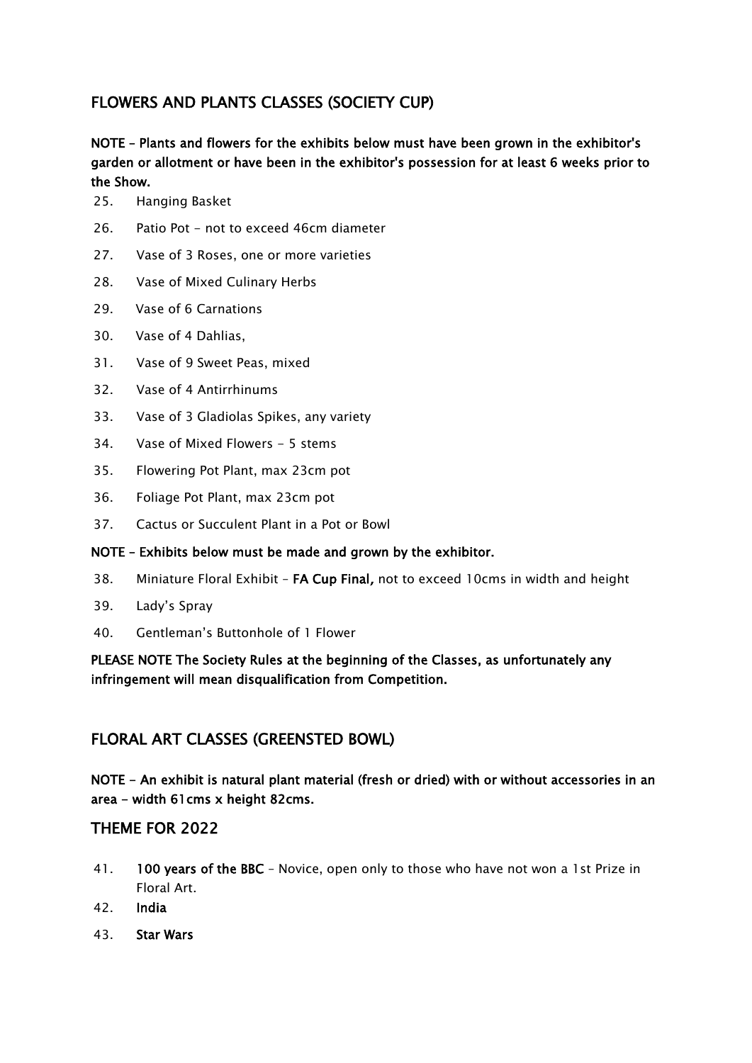## FLOWERS AND PLANTS CLASSES (SOCIETY CUP)

**NOTE – Plants and flowers for the exhibits below must have been grown in the exhibitor's garden or allotment or have been in the exhibitor's possession for at least 6 weeks prior to the Show.**

25. Hanging Basket
26. Patio Pot - not to exceed 46cm diameter
27. Vase of 3 Roses, one or more varieties
28. Vase of Mixed Culinary Herbs
29. Vase of 6 Carnations
30. Vase of 4 Dahlias,
31. Vase of 9 Sweet Peas, mixed
32. Vase of 4 Antirrhinums
33. Vase of 3 Gladiolas Spikes, any variety
34. Vase of Mixed Flowers - 5 stems
35. Flowering Pot Plant, max 23cm pot
36. Foliage Pot Plant, max 23cm pot
37. Cactus or Succulent Plant in a Pot or Bowl

**NOTE – Exhibits below must be made and grown by the exhibitor.**

38. Miniature Floral Exhibit – **FA Cup Final,** not to exceed 10cms in width and height
39. Lady's Spray
40. Gentleman's Buttonhole of 1 Flower

**PLEASE NOTE The Society Rules at the beginning of the Classes, as unfortunately any infringement will mean disqualification from Competition.**

## FLORAL ART CLASSES (GREENSTED BOWL)

**NOTE - An exhibit is natural plant material (fresh or dried) with or without accessories in an area - width 61cms x height 82cms.**

## THEME FOR 2022

41. **100 years of the BBC** – Novice, open only to those who have not won a 1st Prize in Floral Art.
42. **India**
43. **Star Wars**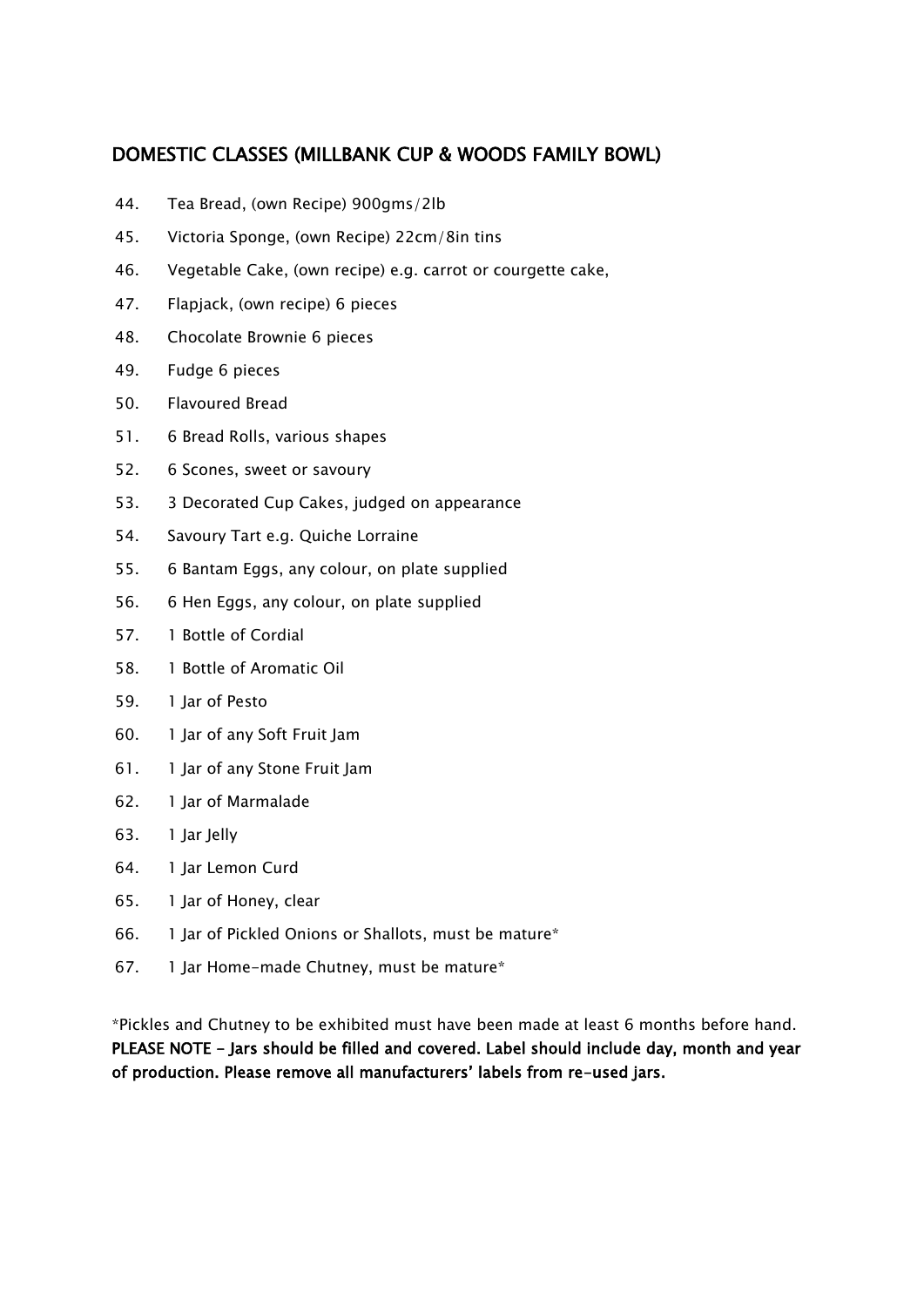## DOMESTIC CLASSES (MILLBANK CUP & WOODS FAMILY BOWL)

44. Tea Bread, (own Recipe) 900gms/2lb
45. Victoria Sponge, (own Recipe) 22cm/8in tins
46. Vegetable Cake, (own recipe) e.g. carrot or courgette cake,
47. Flapjack, (own recipe) 6 pieces
48. Chocolate Brownie 6 pieces
49. Fudge 6 pieces
50. Flavoured Bread
51. 6 Bread Rolls, various shapes
52. 6 Scones, sweet or savoury
53. 3 Decorated Cup Cakes, judged on appearance
54. Savoury Tart e.g. Quiche Lorraine
55. 6 Bantam Eggs, any colour, on plate supplied
56. 6 Hen Eggs, any colour, on plate supplied
57. 1 Bottle of Cordial
58. 1 Bottle of Aromatic Oil
59. 1 Jar of Pesto
60. 1 Jar of any Soft Fruit Jam
61. 1 Jar of any Stone Fruit Jam
62. 1 Jar of Marmalade
63. 1 Jar Jelly
64. 1 Jar Lemon Curd
65. 1 Jar of Honey, clear
66. 1 Jar of Pickled Onions or Shallots, must be mature*
67. 1 Jar Home-made Chutney, must be mature*

*Pickles and Chutney to be exhibited must have been made at least 6 months before hand.
**PLEASE NOTE – Jars should be filled and covered. Label should include day, month and year of production. Please remove all manufacturers' labels from re-used jars.**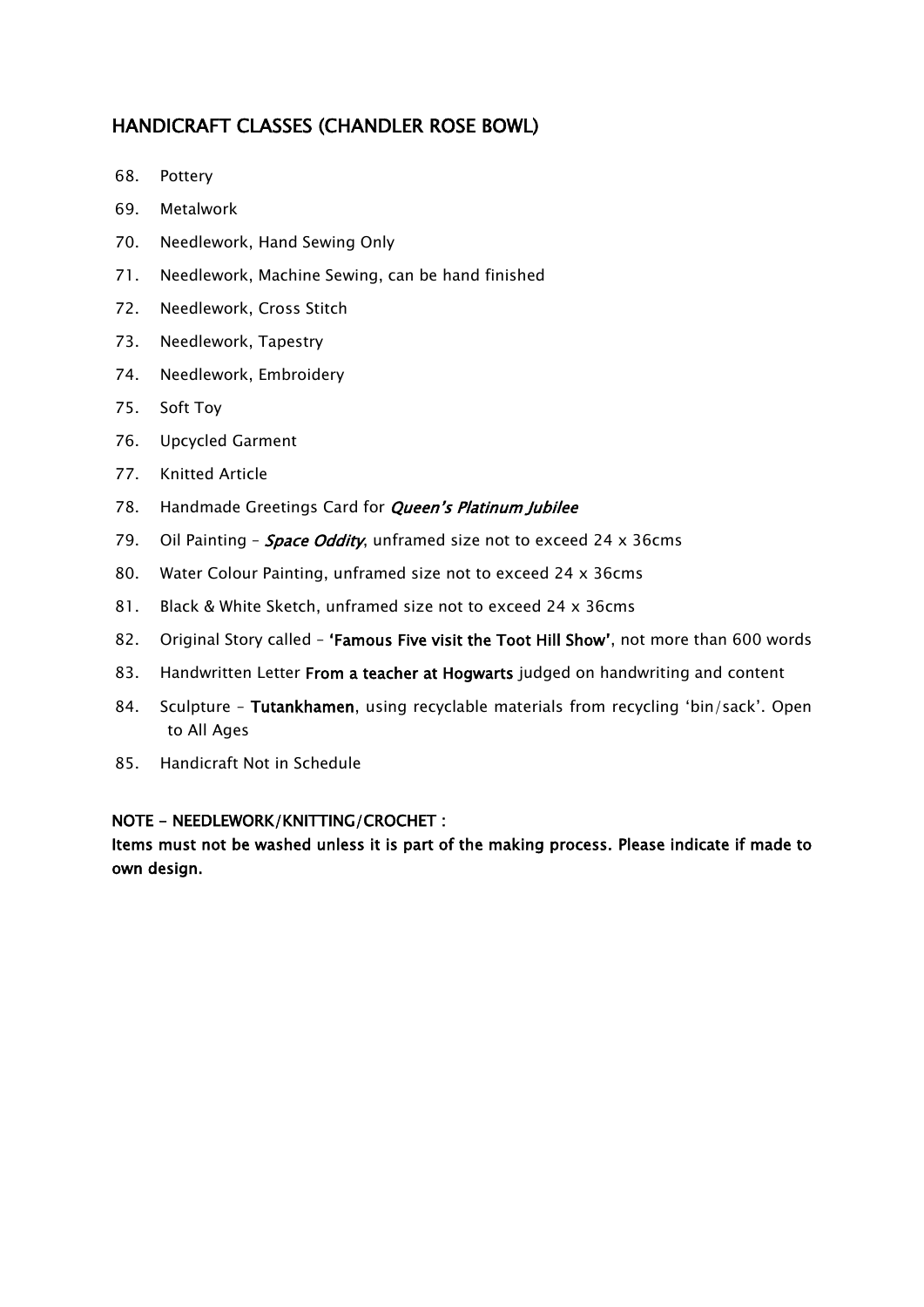## HANDICRAFT CLASSES (CHANDLER ROSE BOWL)

68. Pottery
69. Metalwork
70. Needlework, Hand Sewing Only
71. Needlework, Machine Sewing, can be hand finished
72. Needlework, Cross Stitch
73. Needlework, Tapestry
74. Needlework, Embroidery
75. Soft Toy
76. Upcycled Garment
77. Knitted Article
78. Handmade Greetings Card for ***Queen's Platinum Jubilee***
79. Oil Painting – ***Space Oddity***, unframed size not to exceed 24 x 36cms
80. Water Colour Painting, unframed size not to exceed 24 x 36cms
81. Black & White Sketch, unframed size not to exceed 24 x 36cms
82. Original Story called – **'Famous Five visit the Toot Hill Show'**, not more than 600 words
83. Handwritten Letter **From a teacher at Hogwarts** judged on handwriting and content
84. Sculpture – **Tutankhamen**, using recyclable materials from recycling 'bin/sack'. Open to All Ages
85. Handicraft Not in Schedule

**NOTE - NEEDLEWORK/KNITTING/CROCHET :**
**Items must not be washed unless it is part of the making process. Please indicate if made to own design.**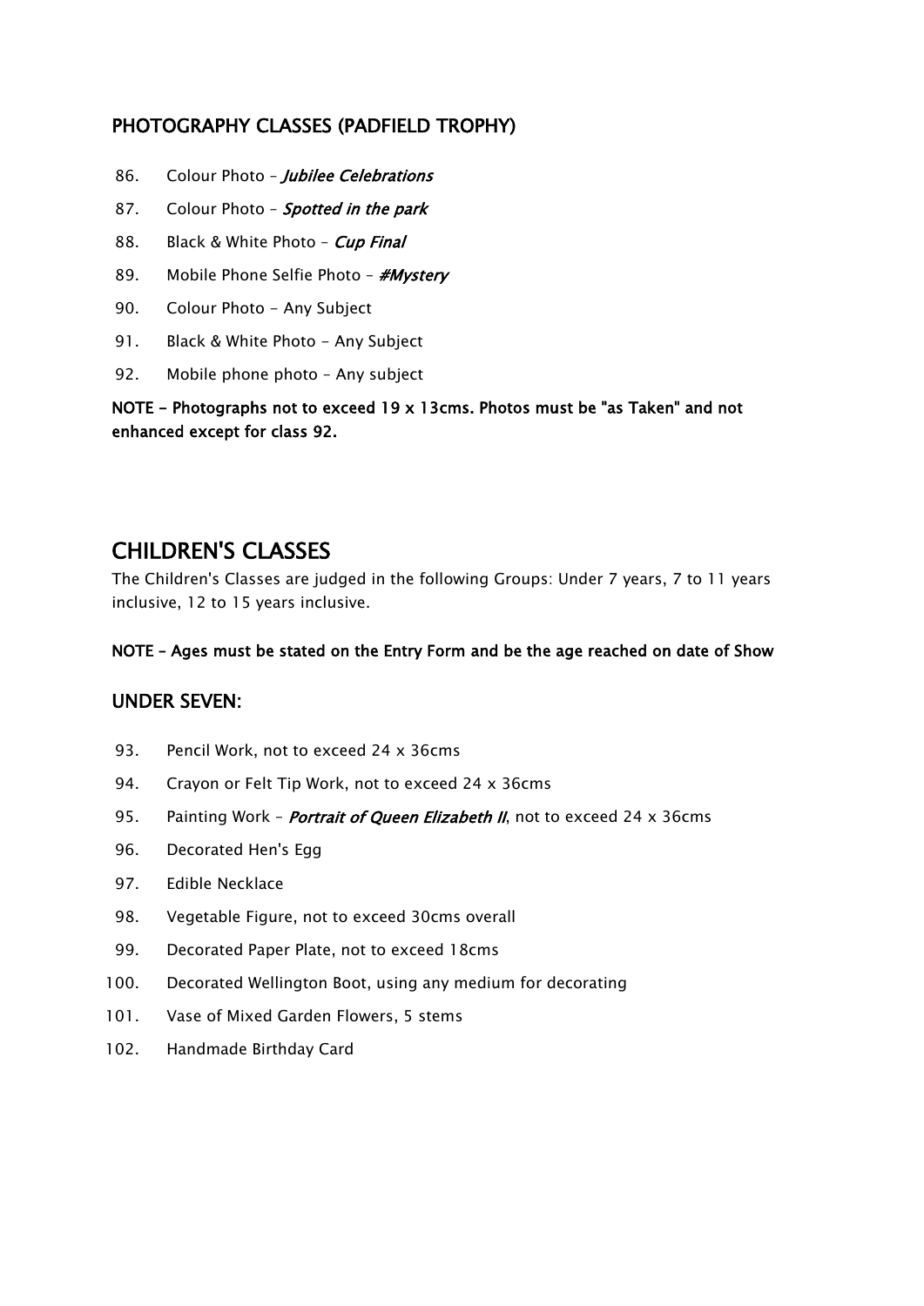## PHOTOGRAPHY CLASSES (PADFIELD TROPHY)

86. Colour Photo – *Jubilee Celebrations*
87. Colour Photo – *Spotted in the park*
88. Black & White Photo – *Cup Final*
89. Mobile Phone Selfie Photo – *#Mystery*
90. Colour Photo - Any Subject
91. Black & White Photo - Any Subject
92. Mobile phone photo – Any subject

**NOTE - Photographs not to exceed 19 x 13cms. Photos must be "as Taken" and not enhanced except for class 92.**

# CHILDREN'S CLASSES

The Children's Classes are judged in the following Groups: Under 7 years, 7 to 11 years inclusive, 12 to 15 years inclusive.

**NOTE – Ages must be stated on the Entry Form and be the age reached on date of Show**

## UNDER SEVEN:

93. Pencil Work, not to exceed 24 x 36cms
94. Crayon or Felt Tip Work, not to exceed 24 x 36cms
95. Painting Work – *Portrait of Queen Elizabeth II*, not to exceed 24 x 36cms
96. Decorated Hen's Egg
97. Edible Necklace
98. Vegetable Figure, not to exceed 30cms overall
99. Decorated Paper Plate, not to exceed 18cms
100. Decorated Wellington Boot, using any medium for decorating
101. Vase of Mixed Garden Flowers, 5 stems
102. Handmade Birthday Card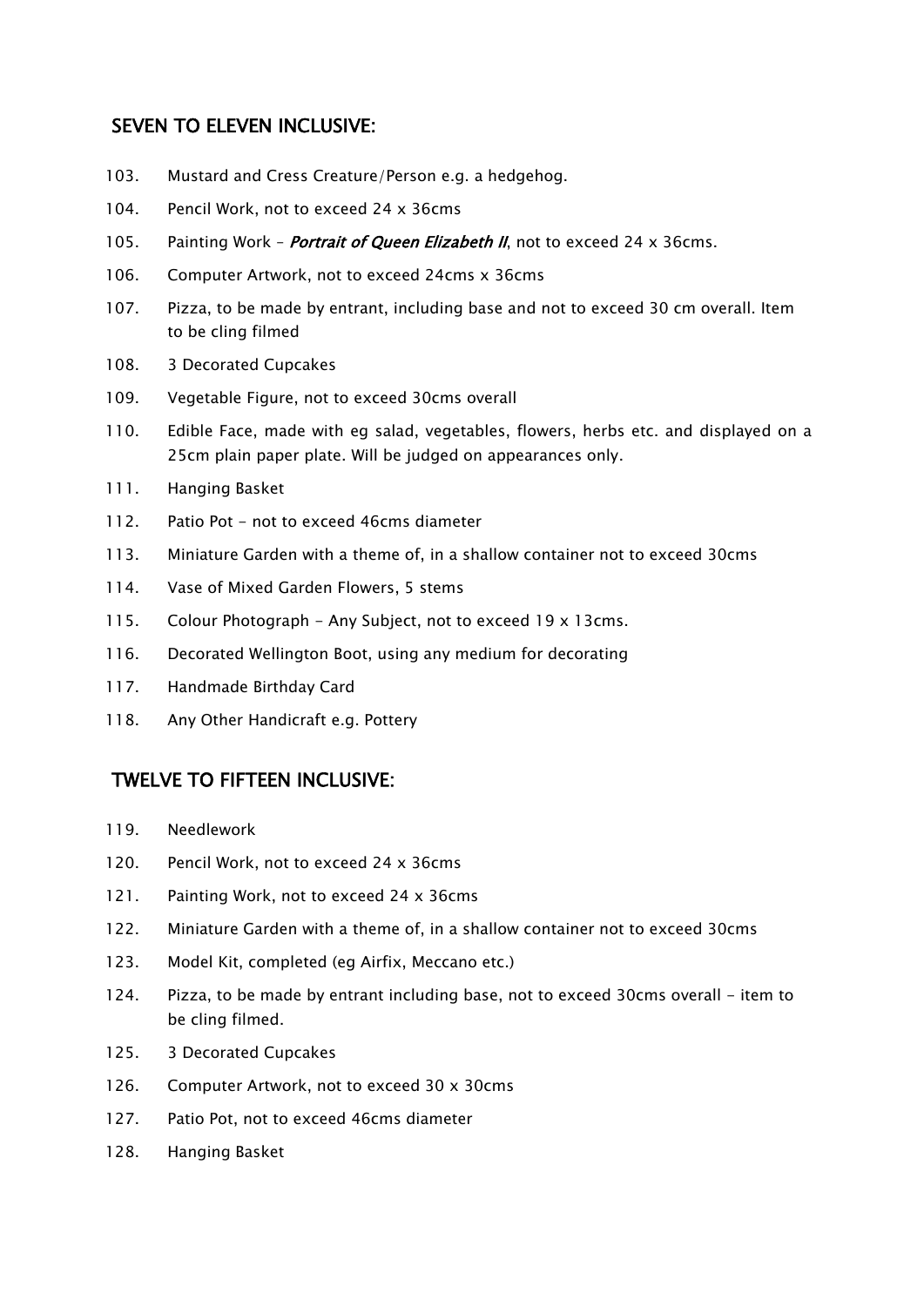## SEVEN TO ELEVEN INCLUSIVE:

103. Mustard and Cress Creature/Person e.g. a hedgehog.
104. Pencil Work, not to exceed 24 x 36cms
105. Painting Work – ***Portrait of Queen Elizabeth II***, not to exceed 24 x 36cms.
106. Computer Artwork, not to exceed 24cms x 36cms
107. Pizza, to be made by entrant, including base and not to exceed 30 cm overall. Item to be cling filmed
108. 3 Decorated Cupcakes
109. Vegetable Figure, not to exceed 30cms overall
110. Edible Face, made with eg salad, vegetables, flowers, herbs etc. and displayed on a 25cm plain paper plate. Will be judged on appearances only.
111. Hanging Basket
112. Patio Pot - not to exceed 46cms diameter
113. Miniature Garden with a theme of, in a shallow container not to exceed 30cms
114. Vase of Mixed Garden Flowers, 5 stems
115. Colour Photograph - Any Subject, not to exceed 19 x 13cms.
116. Decorated Wellington Boot, using any medium for decorating
117. Handmade Birthday Card
118. Any Other Handicraft e.g. Pottery

## TWELVE TO FIFTEEN INCLUSIVE:

119. Needlework
120. Pencil Work, not to exceed 24 x 36cms
121. Painting Work, not to exceed 24 x 36cms
122. Miniature Garden with a theme of, in a shallow container not to exceed 30cms
123. Model Kit, completed (eg Airfix, Meccano etc.)
124. Pizza, to be made by entrant including base, not to exceed 30cms overall - item to be cling filmed.
125. 3 Decorated Cupcakes
126. Computer Artwork, not to exceed 30 x 30cms
127. Patio Pot, not to exceed 46cms diameter
128. Hanging Basket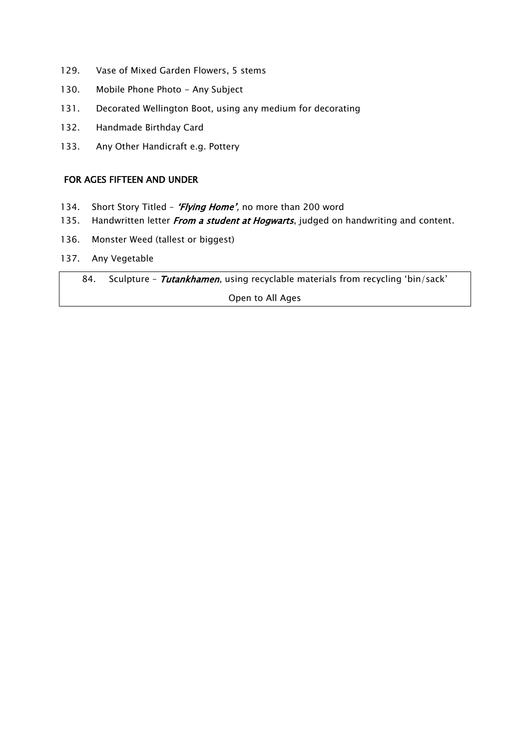129. Vase of Mixed Garden Flowers, 5 stems
130. Mobile Phone Photo - Any Subject
131. Decorated Wellington Boot, using any medium for decorating
132. Handmade Birthday Card
133. Any Other Handicraft e.g. Pottery

## FOR AGES FIFTEEN AND UNDER

134. Short Story Titled – ***'Flying Home'***, no more than 200 word
135. Handwritten letter ***From a student at Hogwarts***, judged on handwriting and content.
136. Monster Weed (tallest or biggest)
137. Any Vegetable

| 84. Sculpture – ***Tutankhamen***, using recyclable materials from recycling 'bin/sack' |
|---|
| Open to All Ages |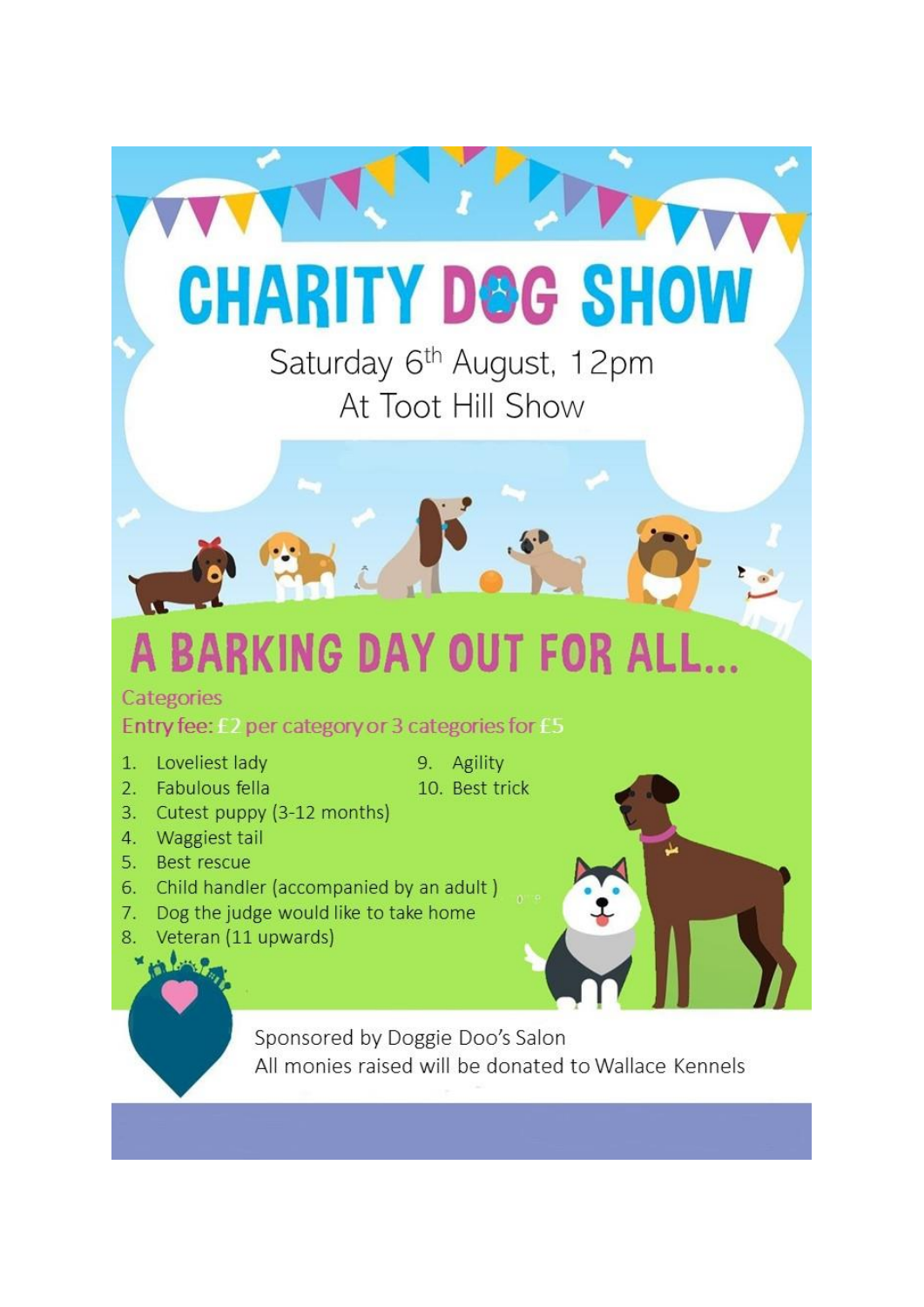# CHARITY DOG SHOW

Saturday 6th August, 12pm
At Toot Hill Show

## A BARKING DAY OUT FOR ALL...

Categories

Entry fee: £2 per category or 3 categories for £5

1. Loveliest lady
2. Fabulous fella
3. Cutest puppy (3-12 months)
4. Waggiest tail
5. Best rescue
6. Child handler (accompanied by an adult )
7. Dog the judge would like to take home
8. Veteran (11 upwards)
9. Agility
10. Best trick

Sponsored by Doggie Doo's Salon
All monies raised will be donated to Wallace Kennels